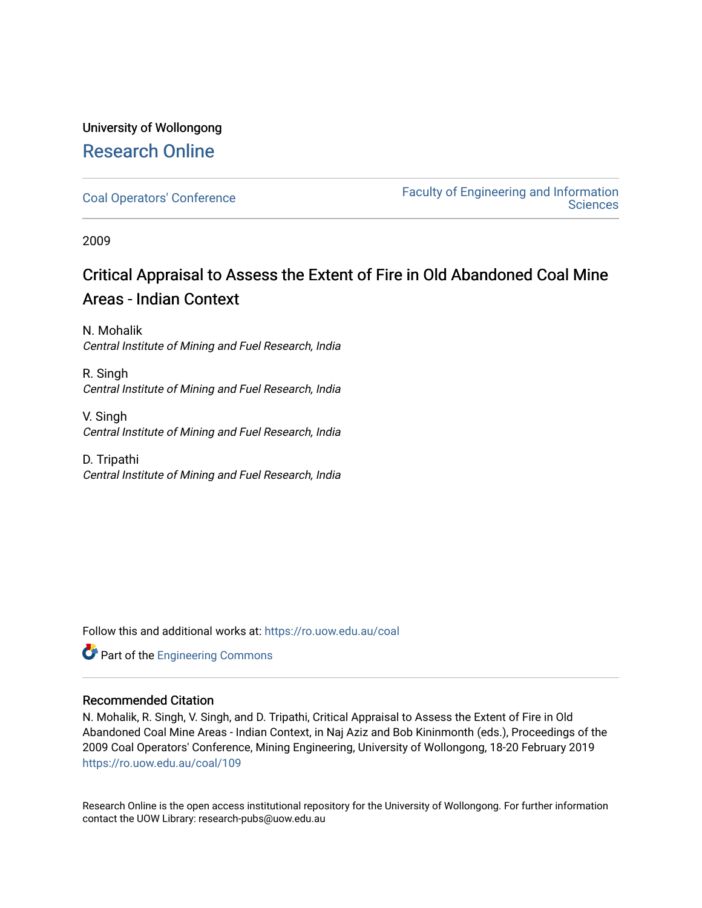University of Wollongong

# Research Online

Coal Operators' Conference

Faculty of Engineering and Information Sciences

2009

## Critical Appraisal to Assess the Extent of Fire in Old Abandoned Coal Mine Areas - Indian Context

N. Mohalik
*Central Institute of Mining and Fuel Research, India*

R. Singh
*Central Institute of Mining and Fuel Research, India*

V. Singh
*Central Institute of Mining and Fuel Research, India*

D. Tripathi
*Central Institute of Mining and Fuel Research, India*

Follow this and additional works at: https://ro.uow.edu.au/coal

Part of the Engineering Commons

### Recommended Citation

N. Mohalik, R. Singh, V. Singh, and D. Tripathi, Critical Appraisal to Assess the Extent of Fire in Old Abandoned Coal Mine Areas - Indian Context, in Naj Aziz and Bob Kininmonth (eds.), Proceedings of the 2009 Coal Operators' Conference, Mining Engineering, University of Wollongong, 18-20 February 2019
https://ro.uow.edu.au/coal/109

Research Online is the open access institutional repository for the University of Wollongong. For further information contact the UOW Library: research-pubs@uow.edu.au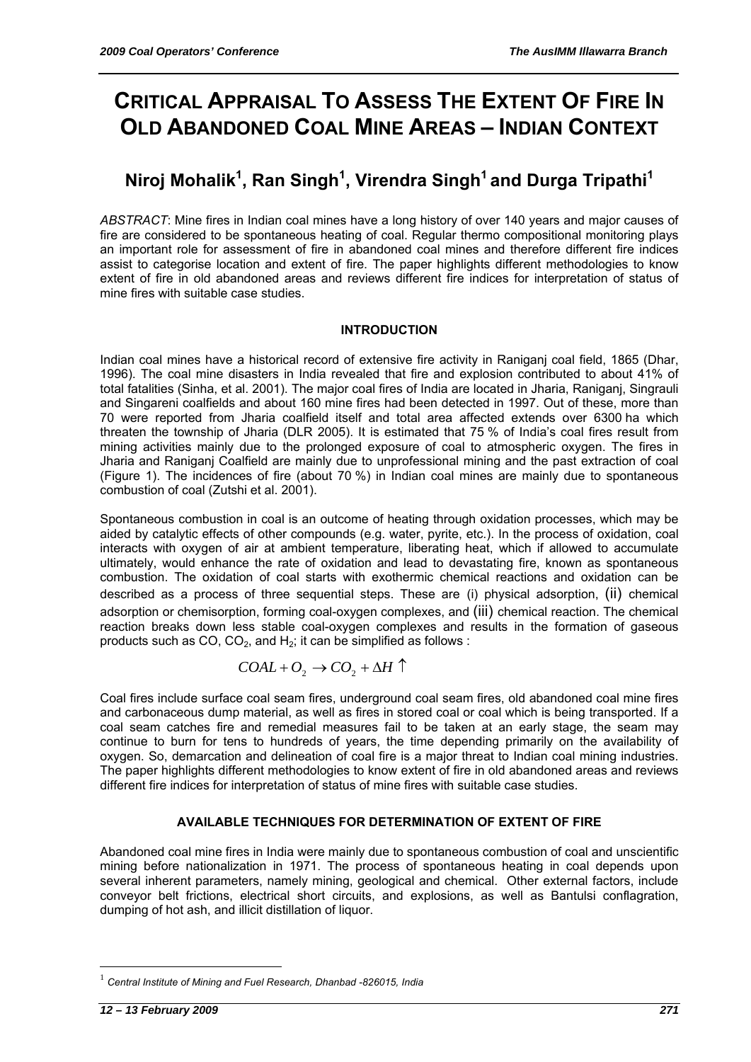# CRITICAL APPRAISAL TO ASSESS THE EXTENT OF FIRE IN OLD ABANDONED COAL MINE AREAS – INDIAN CONTEXT

## Niroj Mohalik[1], Ran Singh[1], Virendra Singh[1] and Durga Tripathi[1]

*ABSTRACT*: Mine fires in Indian coal mines have a long history of over 140 years and major causes of fire are considered to be spontaneous heating of coal. Regular thermo compositional monitoring plays an important role for assessment of fire in abandoned coal mines and therefore different fire indices assist to categorise location and extent of fire. The paper highlights different methodologies to know extent of fire in old abandoned areas and reviews different fire indices for interpretation of status of mine fires with suitable case studies.

### INTRODUCTION

Indian coal mines have a historical record of extensive fire activity in Raniganj coal field, 1865 (Dhar, 1996). The coal mine disasters in India revealed that fire and explosion contributed to about 41% of total fatalities (Sinha, et al. 2001). The major coal fires of India are located in Jharia, Raniganj, Singrauli and Singareni coalfields and about 160 mine fires had been detected in 1997. Out of these, more than 70 were reported from Jharia coalfield itself and total area affected extends over 6300 ha which threaten the township of Jharia (DLR 2005). It is estimated that 75 % of India's coal fires result from mining activities mainly due to the prolonged exposure of coal to atmospheric oxygen. The fires in Jharia and Raniganj Coalfield are mainly due to unprofessional mining and the past extraction of coal (Figure 1). The incidences of fire (about 70 %) in Indian coal mines are mainly due to spontaneous combustion of coal (Zutshi et al. 2001).

Spontaneous combustion in coal is an outcome of heating through oxidation processes, which may be aided by catalytic effects of other compounds (e.g. water, pyrite, etc.). In the process of oxidation, coal interacts with oxygen of air at ambient temperature, liberating heat, which if allowed to accumulate ultimately, would enhance the rate of oxidation and lead to devastating fire, known as spontaneous combustion. The oxidation of coal starts with exothermic chemical reactions and oxidation can be described as a process of three sequential steps. These are (i) physical adsorption, (ii) chemical adsorption or chemisorption, forming coal-oxygen complexes, and (iii) chemical reaction. The chemical reaction breaks down less stable coal-oxygen complexes and results in the formation of gaseous products such as CO, $CO_2$, and $H_2$; it can be simplified as follows :

$$COAL + O_2 \rightarrow CO_2 + \Delta H \uparrow$$

Coal fires include surface coal seam fires, underground coal seam fires, old abandoned coal mine fires and carbonaceous dump material, as well as fires in stored coal or coal which is being transported. If a coal seam catches fire and remedial measures fail to be taken at an early stage, the seam may continue to burn for tens to hundreds of years, the time depending primarily on the availability of oxygen. So, demarcation and delineation of coal fire is a major threat to Indian coal mining industries. The paper highlights different methodologies to know extent of fire in old abandoned areas and reviews different fire indices for interpretation of status of mine fires with suitable case studies.

### AVAILABLE TECHNIQUES FOR DETERMINATION OF EXTENT OF FIRE

Abandoned coal mine fires in India were mainly due to spontaneous combustion of coal and unscientific mining before nationalization in 1971. The process of spontaneous heating in coal depends upon several inherent parameters, namely mining, geological and chemical. Other external factors, include conveyor belt frictions, electrical short circuits, and explosions, as well as Bantulsi conflagration, dumping of hot ash, and illicit distillation of liquor.

---

[1] *Central Institute of Mining and Fuel Research, Dhanbad -826015, India*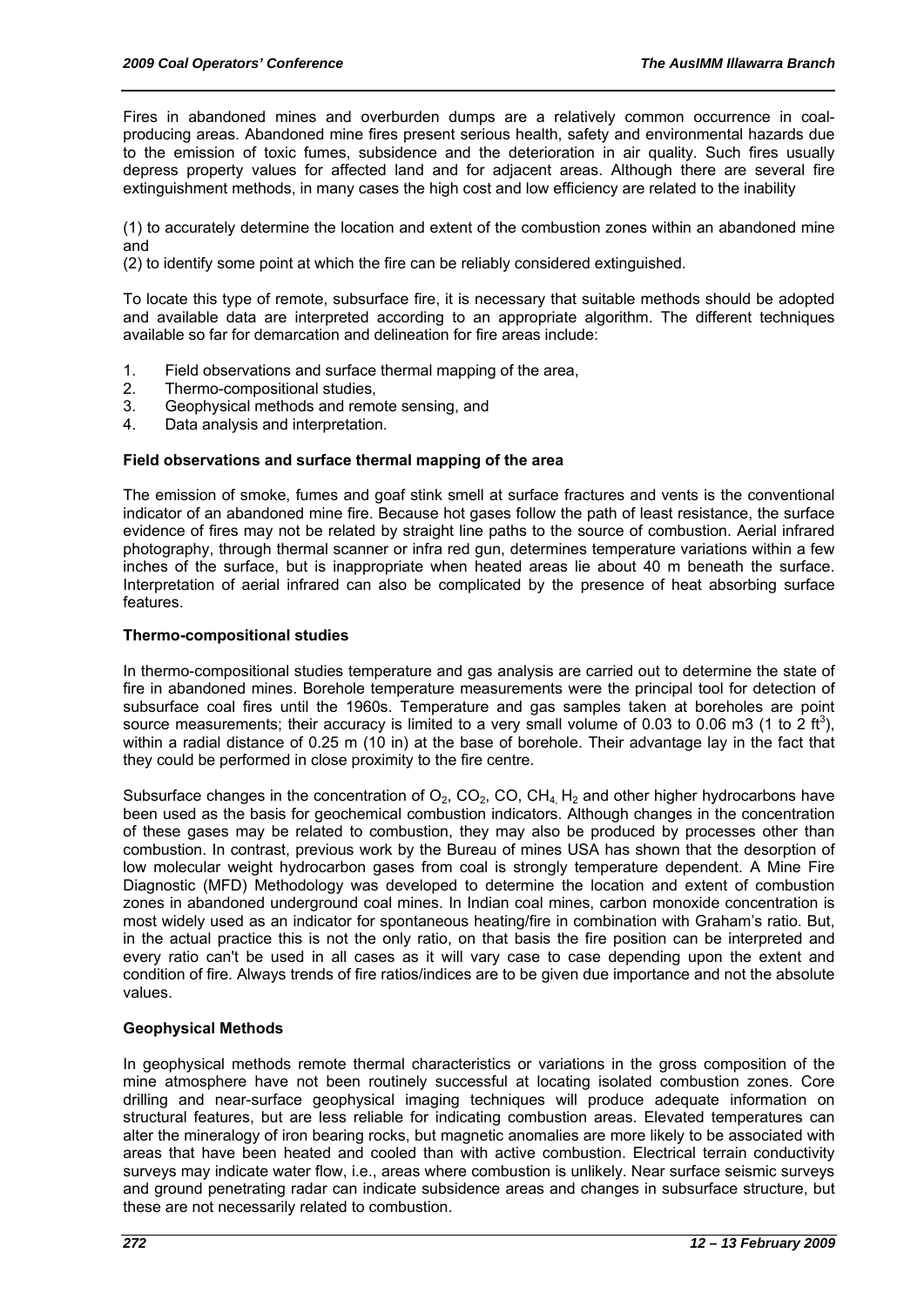Fires in abandoned mines and overburden dumps are a relatively common occurrence in coal-producing areas. Abandoned mine fires present serious health, safety and environmental hazards due to the emission of toxic fumes, subsidence and the deterioration in air quality. Such fires usually depress property values for affected land and for adjacent areas. Although there are several fire extinguishment methods, in many cases the high cost and low efficiency are related to the inability

(1) to accurately determine the location and extent of the combustion zones within an abandoned mine and
(2) to identify some point at which the fire can be reliably considered extinguished.

To locate this type of remote, subsurface fire, it is necessary that suitable methods should be adopted and available data are interpreted according to an appropriate algorithm. The different techniques available so far for demarcation and delineation for fire areas include:

1. Field observations and surface thermal mapping of the area,
2. Thermo-compositional studies,
3. Geophysical methods and remote sensing, and
4. Data analysis and interpretation.

**Field observations and surface thermal mapping of the area**

The emission of smoke, fumes and goaf stink smell at surface fractures and vents is the conventional indicator of an abandoned mine fire. Because hot gases follow the path of least resistance, the surface evidence of fires may not be related by straight line paths to the source of combustion. Aerial infrared photography, through thermal scanner or infra red gun, determines temperature variations within a few inches of the surface, but is inappropriate when heated areas lie about 40 m beneath the surface. Interpretation of aerial infrared can also be complicated by the presence of heat absorbing surface features.

**Thermo-compositional studies**

In thermo-compositional studies temperature and gas analysis are carried out to determine the state of fire in abandoned mines. Borehole temperature measurements were the principal tool for detection of subsurface coal fires until the 1960s. Temperature and gas samples taken at boreholes are point source measurements; their accuracy is limited to a very small volume of 0.03 to 0.06 m3 (1 to 2 ft$^3$), within a radial distance of 0.25 m (10 in) at the base of borehole. Their advantage lay in the fact that they could be performed in close proximity to the fire centre.

Subsurface changes in the concentration of $O_2$, $CO_2$, CO, $CH_4$, $H_2$ and other higher hydrocarbons have been used as the basis for geochemical combustion indicators. Although changes in the concentration of these gases may be related to combustion, they may also be produced by processes other than combustion. In contrast, previous work by the Bureau of mines USA has shown that the desorption of low molecular weight hydrocarbon gases from coal is strongly temperature dependent. A Mine Fire Diagnostic (MFD) Methodology was developed to determine the location and extent of combustion zones in abandoned underground coal mines. In Indian coal mines, carbon monoxide concentration is most widely used as an indicator for spontaneous heating/fire in combination with Graham's ratio. But, in the actual practice this is not the only ratio, on that basis the fire position can be interpreted and every ratio can't be used in all cases as it will vary case to case depending upon the extent and condition of fire. Always trends of fire ratios/indices are to be given due importance and not the absolute values.

**Geophysical Methods**

In geophysical methods remote thermal characteristics or variations in the gross composition of the mine atmosphere have not been routinely successful at locating isolated combustion zones. Core drilling and near-surface geophysical imaging techniques will produce adequate information on structural features, but are less reliable for indicating combustion areas. Elevated temperatures can alter the mineralogy of iron bearing rocks, but magnetic anomalies are more likely to be associated with areas that have been heated and cooled than with active combustion. Electrical terrain conductivity surveys may indicate water flow, i.e., areas where combustion is unlikely. Near surface seismic surveys and ground penetrating radar can indicate subsidence areas and changes in subsurface structure, but these are not necessarily related to combustion.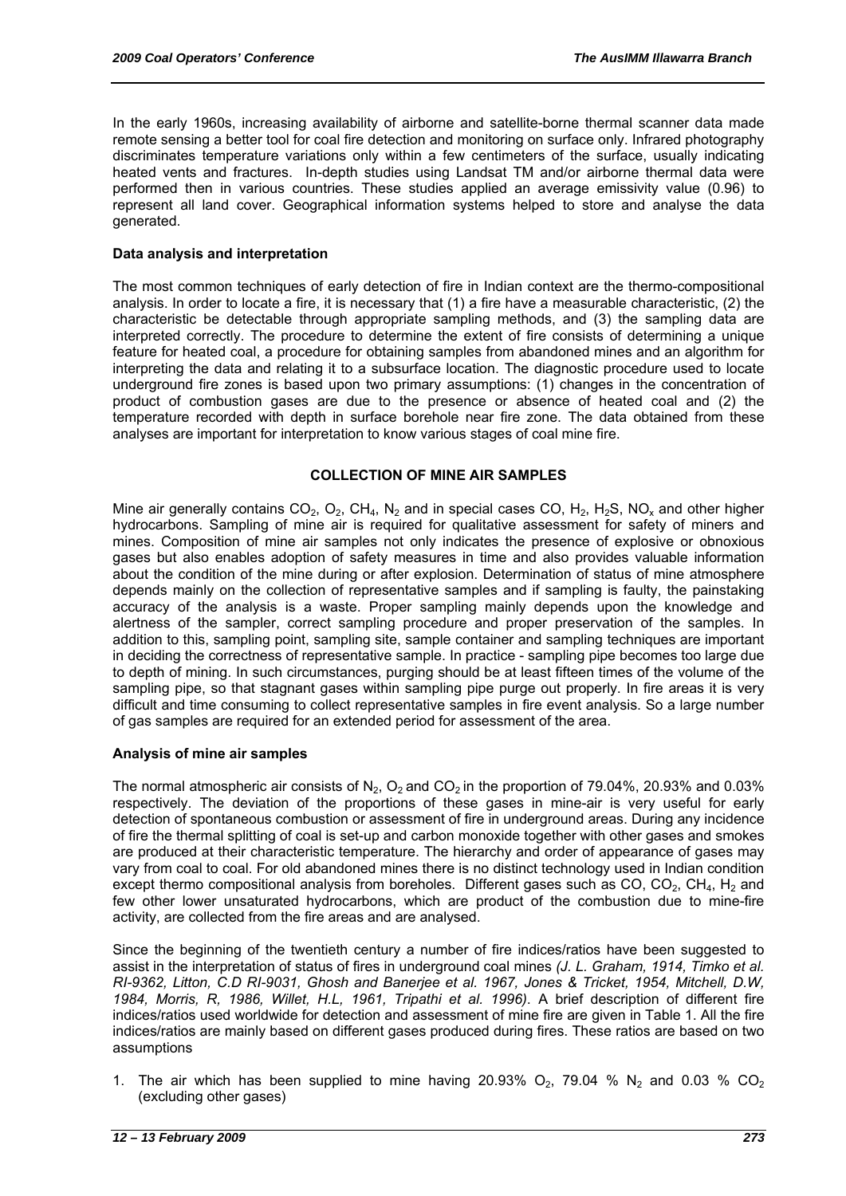In the early 1960s, increasing availability of airborne and satellite-borne thermal scanner data made remote sensing a better tool for coal fire detection and monitoring on surface only. Infrared photography discriminates temperature variations only within a few centimeters of the surface, usually indicating heated vents and fractures. In-depth studies using Landsat TM and/or airborne thermal data were performed then in various countries. These studies applied an average emissivity value (0.96) to represent all land cover. Geographical information systems helped to store and analyse the data generated.

### Data analysis and interpretation

The most common techniques of early detection of fire in Indian context are the thermo-compositional analysis. In order to locate a fire, it is necessary that (1) a fire have a measurable characteristic, (2) the characteristic be detectable through appropriate sampling methods, and (3) the sampling data are interpreted correctly. The procedure to determine the extent of fire consists of determining a unique feature for heated coal, a procedure for obtaining samples from abandoned mines and an algorithm for interpreting the data and relating it to a subsurface location. The diagnostic procedure used to locate underground fire zones is based upon two primary assumptions: (1) changes in the concentration of product of combustion gases are due to the presence or absence of heated coal and (2) the temperature recorded with depth in surface borehole near fire zone. The data obtained from these analyses are important for interpretation to know various stages of coal mine fire.

## COLLECTION OF MINE AIR SAMPLES

Mine air generally contains $CO_2$, $O_2$, $CH_4$, $N_2$ and in special cases CO, $H_2$, $H_2S$, $NO_x$ and other higher hydrocarbons. Sampling of mine air is required for qualitative assessment for safety of miners and mines. Composition of mine air samples not only indicates the presence of explosive or obnoxious gases but also enables adoption of safety measures in time and also provides valuable information about the condition of the mine during or after explosion. Determination of status of mine atmosphere depends mainly on the collection of representative samples and if sampling is faulty, the painstaking accuracy of the analysis is a waste. Proper sampling mainly depends upon the knowledge and alertness of the sampler, correct sampling procedure and proper preservation of the samples. In addition to this, sampling point, sampling site, sample container and sampling techniques are important in deciding the correctness of representative sample. In practice - sampling pipe becomes too large due to depth of mining. In such circumstances, purging should be at least fifteen times of the volume of the sampling pipe, so that stagnant gases within sampling pipe purge out properly. In fire areas it is very difficult and time consuming to collect representative samples in fire event analysis. So a large number of gas samples are required for an extended period for assessment of the area.

### Analysis of mine air samples

The normal atmospheric air consists of $N_2$, $O_2$ and $CO_2$ in the proportion of 79.04%, 20.93% and 0.03% respectively. The deviation of the proportions of these gases in mine-air is very useful for early detection of spontaneous combustion or assessment of fire in underground areas. During any incidence of fire the thermal splitting of coal is set-up and carbon monoxide together with other gases and smokes are produced at their characteristic temperature. The hierarchy and order of appearance of gases may vary from coal to coal. For old abandoned mines there is no distinct technology used in Indian condition except thermo compositional analysis from boreholes. Different gases such as CO, $CO_2$, $CH_4$, $H_2$ and few other lower unsaturated hydrocarbons, which are product of the combustion due to mine-fire activity, are collected from the fire areas and are analysed.

Since the beginning of the twentieth century a number of fire indices/ratios have been suggested to assist in the interpretation of status of fires in underground coal mines *(J. L. Graham, 1914, Timko et al. RI-9362, Litton, C.D RI-9031, Ghosh and Banerjee et al. 1967, Jones & Tricket, 1954, Mitchell, D.W, 1984, Morris, R, 1986, Willet, H.L, 1961, Tripathi et al. 1996)*. A brief description of different fire indices/ratios used worldwide for detection and assessment of mine fire are given in Table 1. All the fire indices/ratios are mainly based on different gases produced during fires. These ratios are based on two assumptions

1. The air which has been supplied to mine having 20.93% $O_2$, 79.04 % $N_2$ and 0.03 % $CO_2$ (excluding other gases)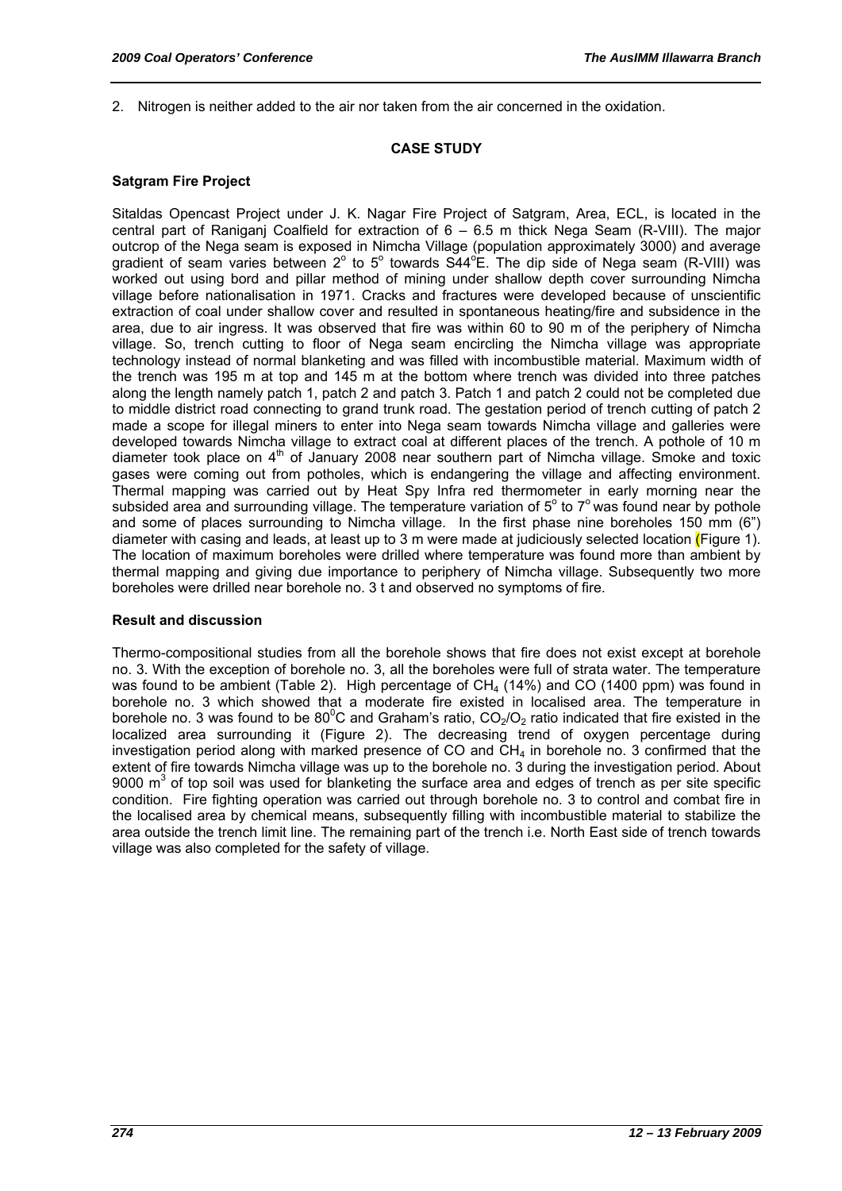2. Nitrogen is neither added to the air nor taken from the air concerned in the oxidation.

## CASE STUDY

### Satgram Fire Project

Sitaldas Opencast Project under J. K. Nagar Fire Project of Satgram, Area, ECL, is located in the central part of Raniganj Coalfield for extraction of 6 – 6.5 m thick Nega Seam (R-VIII). The major outcrop of the Nega seam is exposed in Nimcha Village (population approximately 3000) and average gradient of seam varies between $2^o$ to $5^o$ towards S44$^o$E. The dip side of Nega seam (R-VIII) was worked out using bord and pillar method of mining under shallow depth cover surrounding Nimcha village before nationalisation in 1971. Cracks and fractures were developed because of unscientific extraction of coal under shallow cover and resulted in spontaneous heating/fire and subsidence in the area, due to air ingress. It was observed that fire was within 60 to 90 m of the periphery of Nimcha village. So, trench cutting to floor of Nega seam encircling the Nimcha village was appropriate technology instead of normal blanketing and was filled with incombustible material. Maximum width of the trench was 195 m at top and 145 m at the bottom where trench was divided into three patches along the length namely patch 1, patch 2 and patch 3. Patch 1 and patch 2 could not be completed due to middle district road connecting to grand trunk road. The gestation period of trench cutting of patch 2 made a scope for illegal miners to enter into Nega seam towards Nimcha village and galleries were developed towards Nimcha village to extract coal at different places of the trench. A pothole of 10 m diameter took place on 4$^{th}$ of January 2008 near southern part of Nimcha village. Smoke and toxic gases were coming out from potholes, which is endangering the village and affecting environment. Thermal mapping was carried out by Heat Spy Infra red thermometer in early morning near the subsided area and surrounding village. The temperature variation of $5^o$ to $7^o$ was found near by pothole and some of places surrounding to Nimcha village. In the first phase nine boreholes 150 mm (6") diameter with casing and leads, at least up to 3 m were made at judiciously selected location (Figure 1). The location of maximum boreholes were drilled where temperature was found more than ambient by thermal mapping and giving due importance to periphery of Nimcha village. Subsequently two more boreholes were drilled near borehole no. 3 t and observed no symptoms of fire.

### Result and discussion

Thermo-compositional studies from all the borehole shows that fire does not exist except at borehole no. 3. With the exception of borehole no. 3, all the boreholes were full of strata water. The temperature was found to be ambient (Table 2). High percentage of $CH_4$ (14%) and CO (1400 ppm) was found in borehole no. 3 which showed that a moderate fire existed in localised area. The temperature in borehole no. 3 was found to be 80$^0$C and Graham's ratio, $CO_2/O_2$ ratio indicated that fire existed in the localized area surrounding it (Figure 2). The decreasing trend of oxygen percentage during investigation period along with marked presence of CO and $CH_4$ in borehole no. 3 confirmed that the extent of fire towards Nimcha village was up to the borehole no. 3 during the investigation period. About 9000 m$^3$ of top soil was used for blanketing the surface area and edges of trench as per site specific condition. Fire fighting operation was carried out through borehole no. 3 to control and combat fire in the localised area by chemical means, subsequently filling with incombustible material to stabilize the area outside the trench limit line. The remaining part of the trench i.e. North East side of trench towards village was also completed for the safety of village.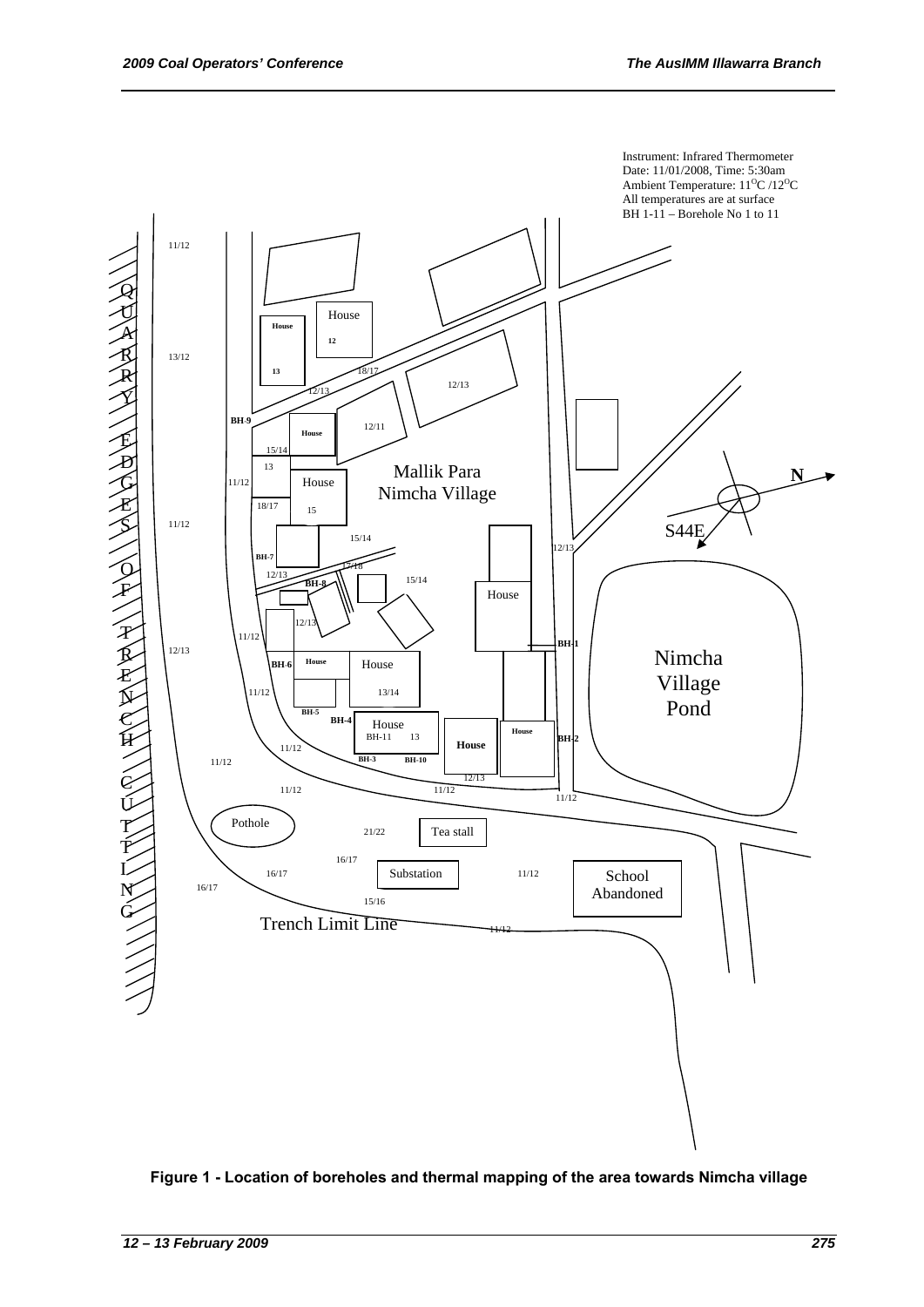Instrument: Infrared Thermometer
Date: 11/01/2008, Time: 5:30am
Ambient Temperature: $11^{O}C$ / $12^{O}C$
All temperatures are at surface
BH 1-11 – Borehole No 1 to 11

**Figure 1 - Location of boreholes and thermal mapping of the area towards Nimcha village**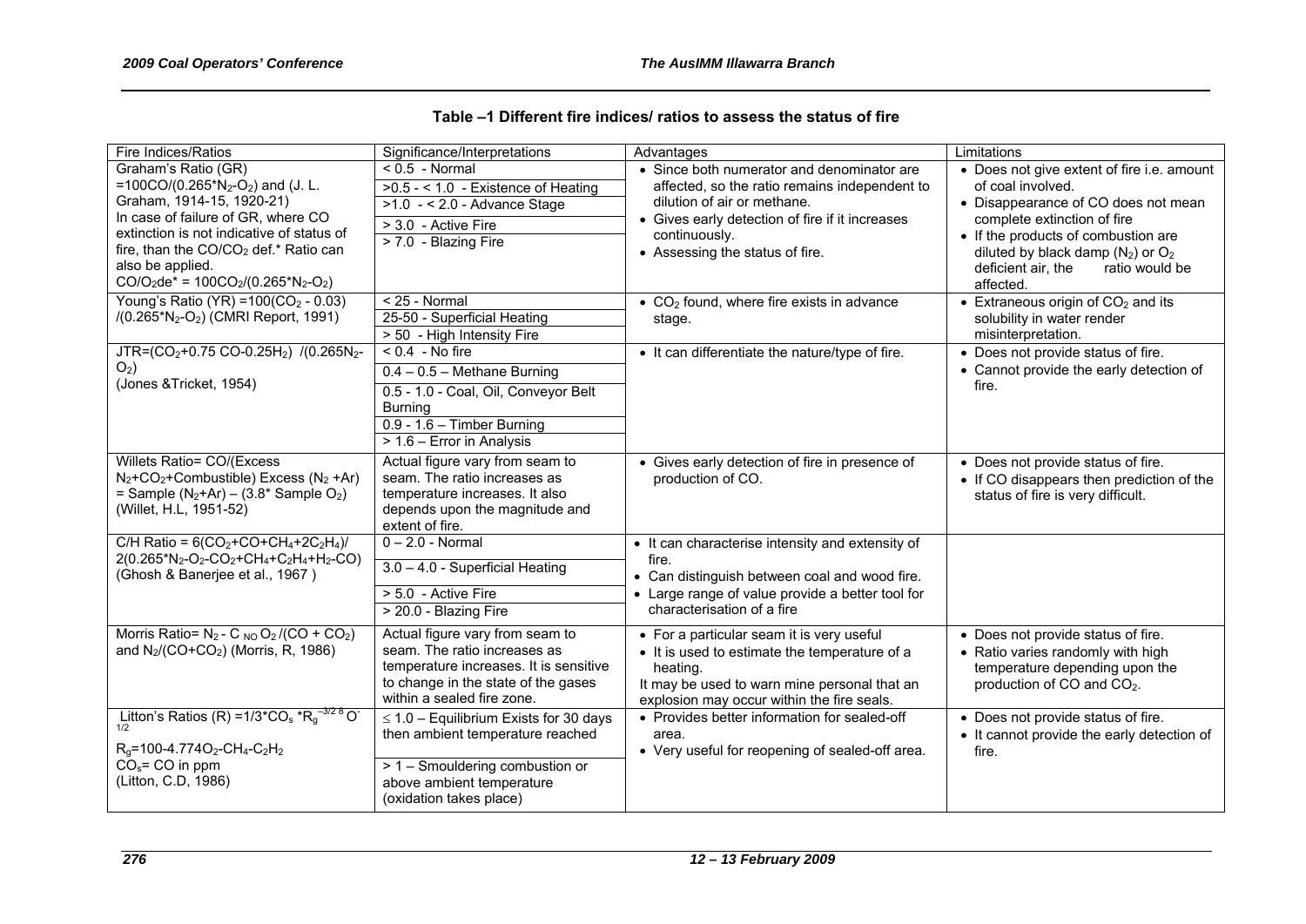**Table –1 Different fire indices/ ratios to assess the status of fire**

| Fire Indices/Ratios | Significance/Interpretations | Advantages | Limitations |
|---|---|---|---|
| Graham's Ratio (GR) $=100CO/(0.265^*N_2\text{-}O_2)$ and (J. L. Graham, 1914-15, 1920-21)<br>In case of failure of GR, where CO extinction is not indicative of status of fire, than the $CO/CO_2$ def.* Ratio can also be applied.<br>$CO/O_2de^* = 100CO_2/(0.265^*N_2\text{-}O_2)$ | < 0.5 - Normal<br>>0.5 - < 1.0 - Existence of Heating<br>>1.0 - < 2.0 - Advance Stage<br>> 3.0 - Active Fire<br>> 7.0 - Blazing Fire | • Since both numerator and denominator are affected, so the ratio remains independent to dilution of air or methane.<br>• Gives early detection of fire if it increases continuously.<br>• Assessing the status of fire. | • Does not give extent of fire i.e. amount of coal involved.<br>• Disappearance of CO does not mean complete extinction of fire<br>• If the products of combustion are diluted by black damp ($N_2$) or $O_2$ deficient air, the ratio would be affected. |
| Young's Ratio (YR) $=100(CO_2 - 0.03)/(0.265^*N_2\text{-}O_2)$ (CMRI Report, 1991) | < 25 - Normal<br>25-50 - Superficial Heating<br>> 50 - High Intensity Fire | • $CO_2$ found, where fire exists in advance stage. | • Extraneous origin of $CO_2$ and its solubility in water render misinterpretation. |
| JTR=$(CO_2$+0.75 CO-0.25$H_2)$ /(0.265$N_2$-$O_2$)<br>(Jones &Tricket, 1954) | < 0.4 - No fire<br>0.4 – 0.5 – Methane Burning<br>0.5 - 1.0 - Coal, Oil, Conveyor Belt Burning<br>0.9 - 1.6 – Timber Burning<br>> 1.6 – Error in Analysis | • It can differentiate the nature/type of fire. | • Does not provide status of fire.<br>• Cannot provide the early detection of fire. |
| Willets Ratio= CO/(Excess $N_2$+$CO_2$+Combustible) Excess ($N_2$ +Ar) = Sample ($N_2$+Ar) – (3.8* Sample $O_2$)<br>(Willet, H.L, 1951-52) | Actual figure vary from seam to seam. The ratio increases as temperature increases. It also depends upon the magnitude and extent of fire. | • Gives early detection of fire in presence of production of CO. | • Does not provide status of fire.<br>• If CO disappears then prediction of the status of fire is very difficult. |
| C/H Ratio = $6(CO_2+CO+CH_4+2C_2H_4)/2(0.265^*N_2\text{-}O_2\text{-}CO_2+CH_4+C_2H_4+H_2\text{-}CO)$<br>(Ghosh & Banerjee et al., 1967 ) | 0 – 2.0 - Normal<br>3.0 – 4.0 - Superficial Heating<br>> 5.0 - Active Fire<br>> 20.0 - Blazing Fire | • It can characterise intensity and extensity of fire.<br>• Can distinguish between coal and wood fire.<br>• Large range of value provide a better tool for characterisation of a fire | |
| Morris Ratio= $N_2$ - C $_{NO}$ $O_2$ /(CO + $CO_2$) and $N_2$/(CO+$CO_2$) (Morris, R, 1986) | Actual figure vary from seam to seam. The ratio increases as temperature increases. It is sensitive to change in the state of the gases within a sealed fire zone. | • For a particular seam it is very useful<br>• It is used to estimate the temperature of a heating.<br>It may be used to warn mine personal that an explosion may occur within the fire seals. | • Does not provide status of fire.<br>• Ratio varies randomly with high temperature depending upon the production of CO and $CO_2$. |
| Litton's Ratios (R) $=1/3^*CO_s^*R_g^{-3/2}$ $^8$ $O^{-1/2}$<br>$R_g$=100-4.774$O_2$-$CH_4$-$C_2H_2$<br>$CO_s$= CO in ppm<br>(Litton, C.D, 1986) | ≤ 1.0 – Equilibrium Exists for 30 days then ambient temperature reached<br>> 1 – Smouldering combustion or above ambient temperature (oxidation takes place) | • Provides better information for sealed-off area.<br>• Very useful for reopening of sealed-off area. | • Does not provide status of fire.<br>• It cannot provide the early detection of fire. |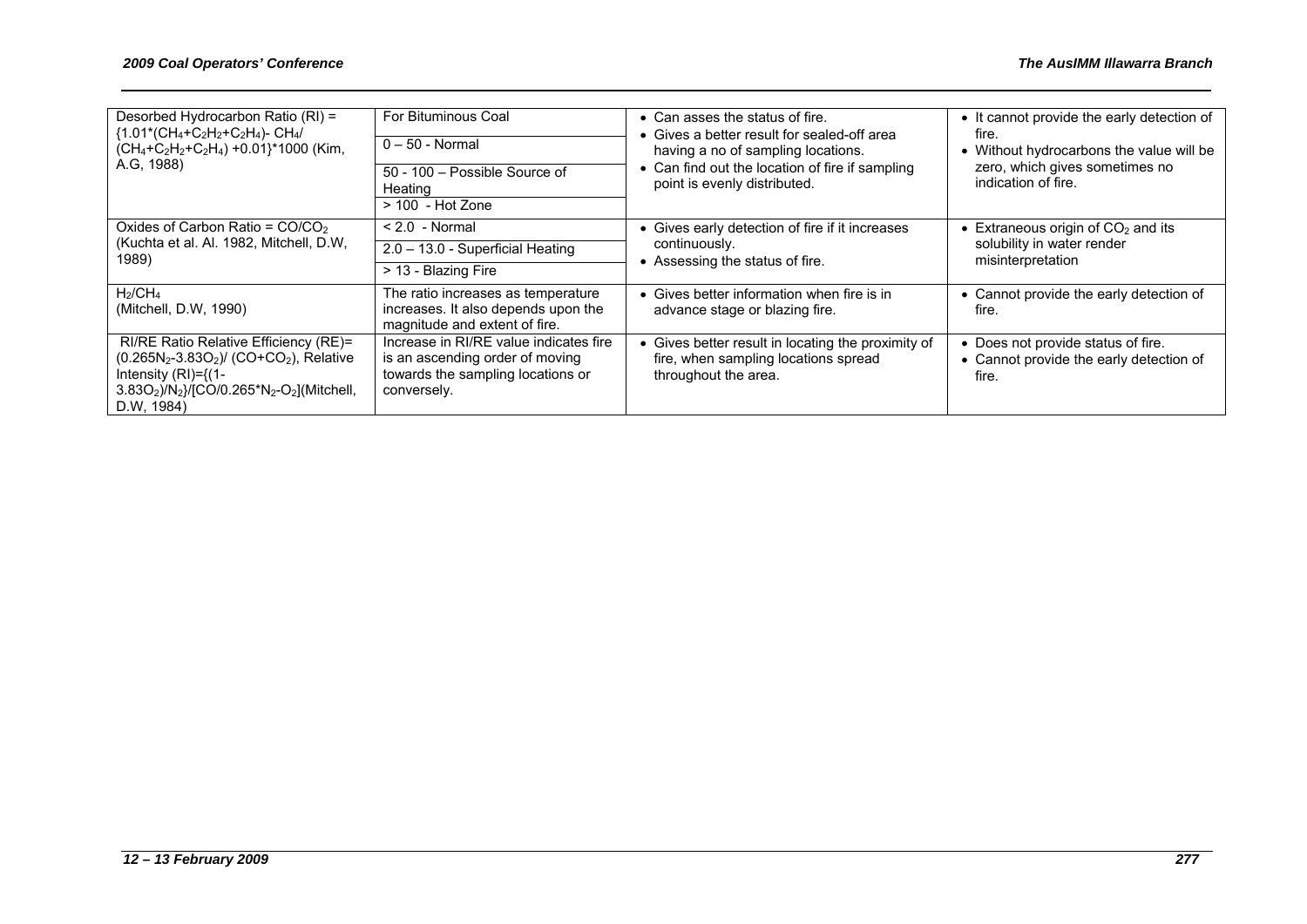| | | | |
|---|---|---|---|
| Desorbed Hydrocarbon Ratio (RI) = $\{1.01*(CH_4+C_2H_2+C_2H_4)- CH_4/ (CH_4+C_2H_2+C_2H_4) +0.01\}*1000$ (Kim, A.G, 1988) | For Bituminous Coal<br>0 – 50 - Normal<br>50 - 100 – Possible Source of Heating<br>> 100 - Hot Zone | • Can asses the status of fire.<br>• Gives a better result for sealed-off area having a no of sampling locations.<br>• Can find out the location of fire if sampling point is evenly distributed. | • It cannot provide the early detection of fire.<br>• Without hydrocarbons the value will be zero, which gives sometimes no indication of fire. |
| Oxides of Carbon Ratio = $CO/CO_2$ (Kuchta et al. Al. 1982, Mitchell, D.W, 1989) | < 2.0 - Normal<br>2.0 – 13.0 - Superficial Heating<br>> 13 - Blazing Fire | • Gives early detection of fire if it increases continuously.<br>• Assessing the status of fire. | • Extraneous origin of $CO_2$ and its solubility in water render misinterpretation |
| $H_2/CH_4$ (Mitchell, D.W, 1990) | The ratio increases as temperature increases. It also depends upon the magnitude and extent of fire. | • Gives better information when fire is in advance stage or blazing fire. | • Cannot provide the early detection of fire. |
| RI/RE Ratio Relative Efficiency (RE)= $(0.265N_2-3.83O_2)/ (CO+CO_2)$, Relative Intensity (RI)=$\{(1-3.83O_2)/N_2\}/[CO/0.265*N_2-O_2]$(Mitchell, D.W, 1984) | Increase in RI/RE value indicates fire is an ascending order of moving towards the sampling locations or conversely. | • Gives better result in locating the proximity of fire, when sampling locations spread throughout the area. | • Does not provide status of fire.<br>• Cannot provide the early detection of fire. |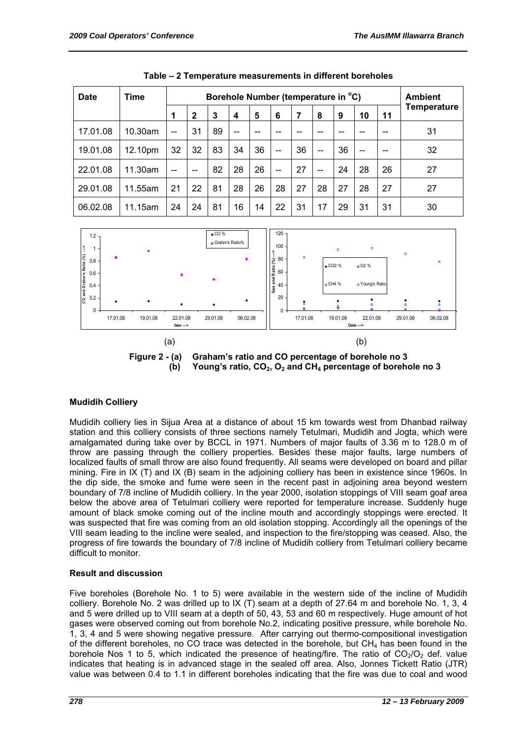**Table – 2 Temperature measurements in different boreholes**

| Date | Time | Borehole Number (temperature in °C) | | | | | | | | | | | Ambient Temperature |
|---|---|---|---|---|---|---|---|---|---|---|---|---|---|
| | | 1 | 2 | 3 | 4 | 5 | 6 | 7 | 8 | 9 | 10 | 11 | |
| 17.01.08 | 10.30am | -- | 31 | 89 | -- | -- | -- | -- | -- | -- | -- | -- | 31 |
| 19.01.08 | 12.10pm | 32 | 32 | 83 | 34 | 36 | -- | 36 | -- | 36 | -- | -- | 32 |
| 22.01.08 | 11.30am | -- | -- | 82 | 28 | 26 | -- | 27 | -- | 24 | 28 | 26 | 27 |
| 29.01.08 | 11.55am | 21 | 22 | 81 | 28 | 26 | 28 | 27 | 28 | 27 | 28 | 27 | 27 |
| 06.02.08 | 11.15am | 24 | 24 | 81 | 16 | 14 | 22 | 31 | 17 | 29 | 31 | 31 | 30 |

(a) (b)

**Figure 2 - (a) Graham's ratio and CO percentage of borehole no 3**
**(b) Young's ratio, $CO_2$, $O_2$ and $CH_4$ percentage of borehole no 3**

### Mudidih Colliery

Mudidih colliery lies in Sijua Area at a distance of about 15 km towards west from Dhanbad railway station and this colliery consists of three sections namely Tetulmari, Mudidih and Jogta, which were amalgamated during take over by BCCL in 1971. Numbers of major faults of 3.36 m to 128.0 m of throw are passing through the colliery properties. Besides these major faults, large numbers of localized faults of small throw are also found frequently. All seams were developed on board and pillar mining. Fire in IX (T) and IX (B) seam in the adjoining colliery has been in existence since 1960s. In the dip side, the smoke and fume were seen in the recent past in adjoining area beyond western boundary of 7/8 incline of Mudidih colliery. In the year 2000, isolation stoppings of VIII seam goaf area below the above area of Tetulmari colliery were reported for temperature increase. Suddenly huge amount of black smoke coming out of the incline mouth and accordingly stoppings were erected. It was suspected that fire was coming from an old isolation stopping. Accordingly all the openings of the VIII seam leading to the incline were sealed, and inspection to the fire/stopping was ceased. Also, the progress of fire towards the boundary of 7/8 incline of Mudidih colliery from Tetulmari colliery became difficult to monitor.

### Result and discussion

Five boreholes (Borehole No. 1 to 5) were available in the western side of the incline of Mudidih colliery. Borehole No. 2 was drilled up to IX (T) seam at a depth of 27.64 m and borehole No. 1, 3, 4 and 5 were drilled up to VIII seam at a depth of 50, 43, 53 and 60 m respectively. Huge amount of hot gases were observed coming out from borehole No.2, indicating positive pressure, while borehole No. 1, 3, 4 and 5 were showing negative pressure. After carrying out thermo-compositional investigation of the different boreholes, no CO trace was detected in the borehole, but $CH_4$ has been found in the borehole Nos 1 to 5, which indicated the presence of heating/fire. The ratio of $CO_2/O_2$ def. value indicates that heating is in advanced stage in the sealed off area. Also, Jonnes Tickett Ratio (JTR) value was between 0.4 to 1.1 in different boreholes indicating that the fire was due to coal and wood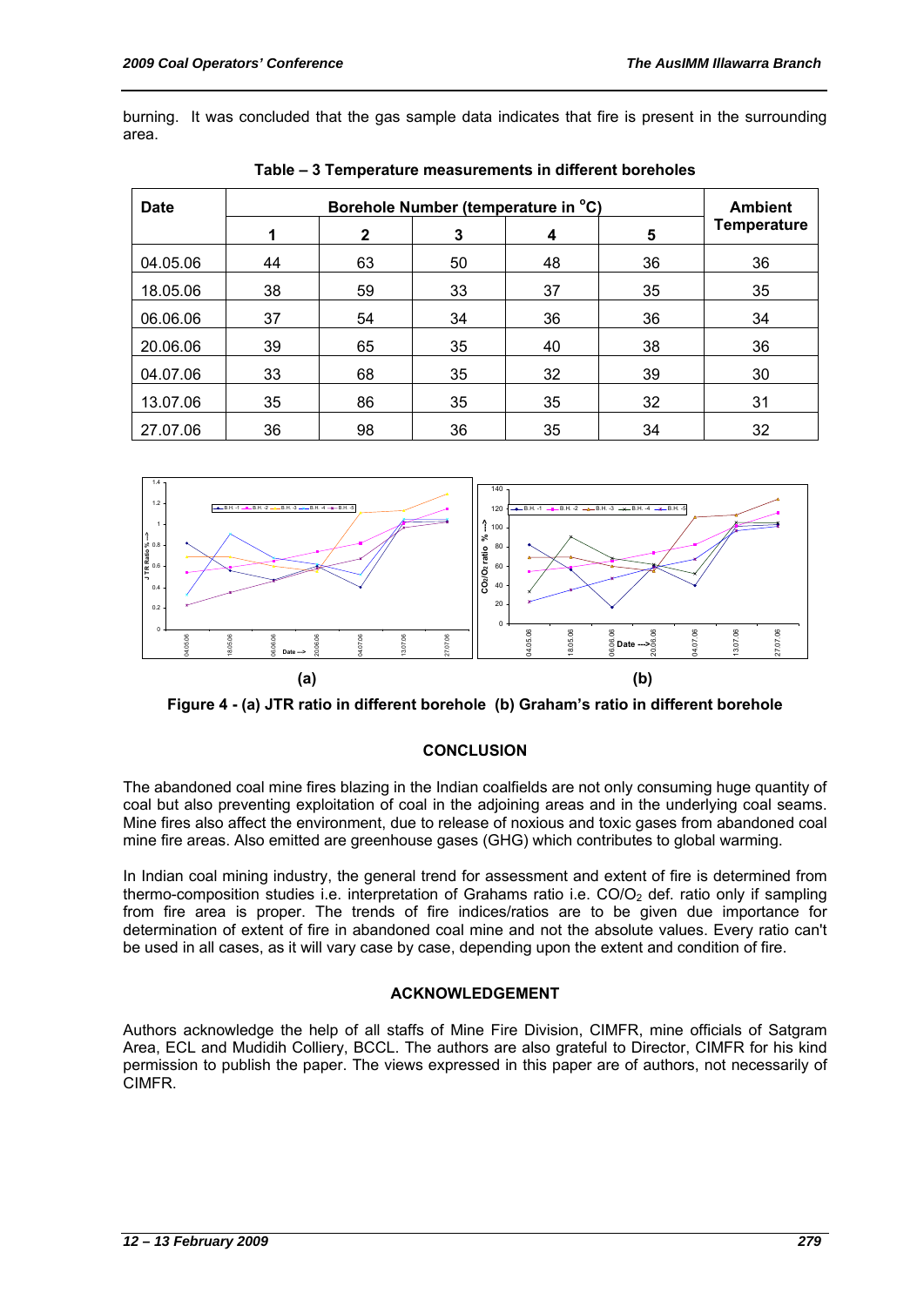burning. It was concluded that the gas sample data indicates that fire is present in the surrounding area.

**Table – 3 Temperature measurements in different boreholes**

| Date | Borehole Number (temperature in °C) | | | | | Ambient Temperature |
|---|---|---|---|---|---|---|
| | 1 | 2 | 3 | 4 | 5 | |
| 04.05.06 | 44 | 63 | 50 | 48 | 36 | 36 |
| 18.05.06 | 38 | 59 | 33 | 37 | 35 | 35 |
| 06.06.06 | 37 | 54 | 34 | 36 | 36 | 34 |
| 20.06.06 | 39 | 65 | 35 | 40 | 38 | 36 |
| 04.07.06 | 33 | 68 | 35 | 32 | 39 | 30 |
| 13.07.06 | 35 | 86 | 35 | 35 | 32 | 31 |
| 27.07.06 | 36 | 98 | 36 | 35 | 34 | 32 |

(a) (b)

**Figure 4 - (a) JTR ratio in different borehole (b) Graham's ratio in different borehole**

## CONCLUSION

The abandoned coal mine fires blazing in the Indian coalfields are not only consuming huge quantity of coal but also preventing exploitation of coal in the adjoining areas and in the underlying coal seams. Mine fires also affect the environment, due to release of noxious and toxic gases from abandoned coal mine fire areas. Also emitted are greenhouse gases (GHG) which contributes to global warming.

In Indian coal mining industry, the general trend for assessment and extent of fire is determined from thermo-composition studies i.e. interpretation of Grahams ratio i.e. $CO/O_2$ def. ratio only if sampling from fire area is proper. The trends of fire indices/ratios are to be given due importance for determination of extent of fire in abandoned coal mine and not the absolute values. Every ratio can't be used in all cases, as it will vary case by case, depending upon the extent and condition of fire.

## ACKNOWLEDGEMENT

Authors acknowledge the help of all staffs of Mine Fire Division, CIMFR, mine officials of Satgram Area, ECL and Mudidih Colliery, BCCL. The authors are also grateful to Director, CIMFR for his kind permission to publish the paper. The views expressed in this paper are of authors, not necessarily of CIMFR.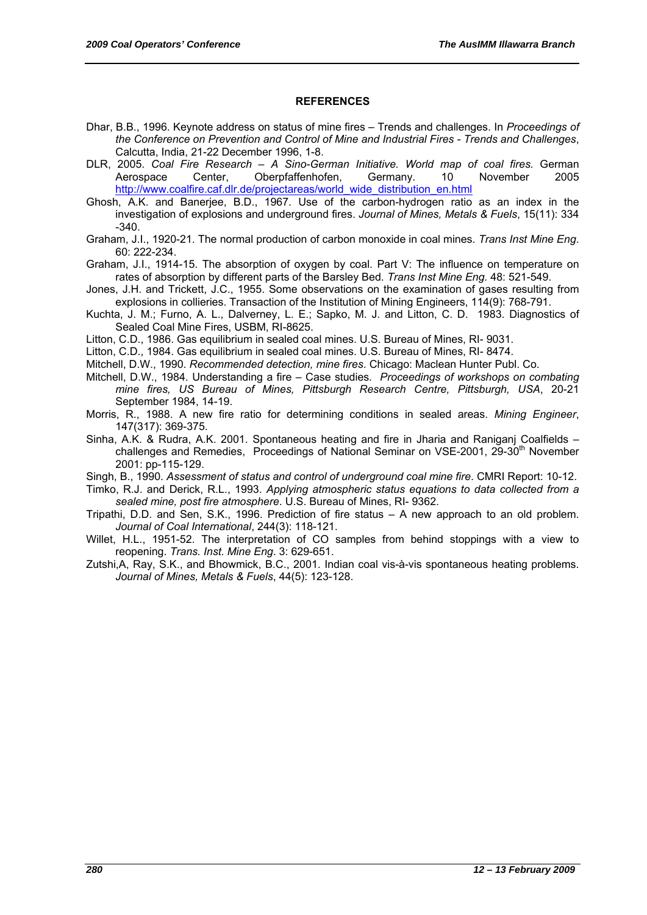## REFERENCES

Dhar, B.B., 1996. Keynote address on status of mine fires – Trends and challenges. In *Proceedings of the Conference on Prevention and Control of Mine and Industrial Fires - Trends and Challenges*, Calcutta, India, 21-22 December 1996, 1-8.

DLR, 2005. *Coal Fire Research – A Sino-German Initiative. World map of coal fires.* German Aerospace Center, Oberpfaffenhofen, Germany. 10 November 2005 http://www.coalfire.caf.dlr.de/projectareas/world_wide_distribution_en.html

Ghosh, A.K. and Banerjee, B.D., 1967. Use of the carbon-hydrogen ratio as an index in the investigation of explosions and underground fires. *Journal of Mines, Metals & Fuels*, 15(11): 334 -340.

Graham, J.I., 1920-21. The normal production of carbon monoxide in coal mines. *Trans Inst Mine Eng*. 60: 222-234.

Graham, J.I., 1914-15. The absorption of oxygen by coal. Part V: The influence on temperature on rates of absorption by different parts of the Barsley Bed. *Trans Inst Mine Eng.* 48: 521-549.

Jones, J.H. and Trickett, J.C., 1955. Some observations on the examination of gases resulting from explosions in collieries. Transaction of the Institution of Mining Engineers, 114(9): 768-791.

Kuchta, J. M.; Furno, A. L., Dalverney, L. E.; Sapko, M. J. and Litton, C. D. 1983. Diagnostics of Sealed Coal Mine Fires, USBM, RI-8625.

Litton, C.D., 1986. Gas equilibrium in sealed coal mines. U.S. Bureau of Mines, RI- 9031.

Litton, C.D., 1984. Gas equilibrium in sealed coal mines. U.S. Bureau of Mines, RI- 8474.

Mitchell, D.W., 1990. *Recommended detection, mine fires*. Chicago: Maclean Hunter Publ. Co.

Mitchell, D.W., 1984. Understanding a fire – Case studies. *Proceedings of workshops on combating mine fires, US Bureau of Mines, Pittsburgh Research Centre, Pittsburgh, USA*, 20-21 September 1984, 14-19.

Morris, R., 1988. A new fire ratio for determining conditions in sealed areas. *Mining Engineer*, 147(317): 369-375.

Sinha, A.K. & Rudra, A.K. 2001. Spontaneous heating and fire in Jharia and Raniganj Coalfields – challenges and Remedies, Proceedings of National Seminar on VSE-2001, 29-30th November 2001: pp-115-129.

Singh, B., 1990. *Assessment of status and control of underground coal mine fire*. CMRI Report: 10-12.

Timko, R.J. and Derick, R.L., 1993. *Applying atmospheric status equations to data collected from a sealed mine, post fire atmosphere*. U.S. Bureau of Mines, RI- 9362.

Tripathi, D.D. and Sen, S.K., 1996. Prediction of fire status – A new approach to an old problem. *Journal of Coal International*, 244(3): 118-121.

Willet, H.L., 1951-52. The interpretation of CO samples from behind stoppings with a view to reopening. *Trans. Inst. Mine Eng*. 3: 629-651.

Zutshi,A, Ray, S.K., and Bhowmick, B.C., 2001. Indian coal vis-à-vis spontaneous heating problems. *Journal of Mines, Metals & Fuels*, 44(5): 123-128.